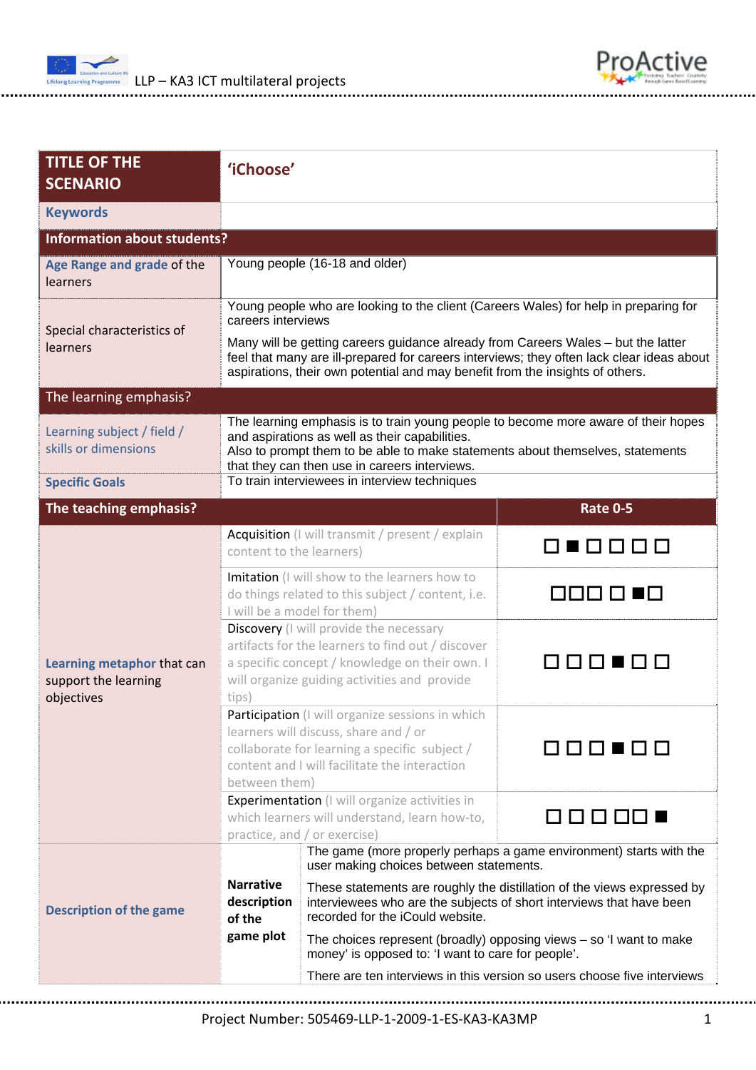| TITLE OF THE SCENARIO | 'iChoose' | |
|---|---|---|
| **Keywords** | | |
| **Information about students?** | | |
| **Age Range and grade** of the learners | Young people (16-18 and older) | |
| Special characteristics of learners | Young people who are looking to the client (Careers Wales) for help in preparing for careers interviews<br><br>Many will be getting careers guidance already from Careers Wales – but the latter feel that many are ill-prepared for careers interviews; they often lack clear ideas about aspirations, their own potential and may benefit from the insights of others. | |
| The learning emphasis? | | |
| Learning subject / field / skills or dimensions | The learning emphasis is to train young people to become more aware of their hopes and aspirations as well as their capabilities.<br>Also to prompt them to be able to make statements about themselves, statements that they can then use in careers interviews. | |
| **Specific Goals** | To train interviewees in interview techniques | |
| **The teaching emphasis?** | | **Rate 0-5** |
| **Learning metaphor** that can support the learning objectives | Acquisition (I will transmit / present / explain content to the learners) | ☐ ■ ☐ ☐ ☐ ☐ |
| | Imitation (I will show to the learners how to do things related to this subject / content, i.e. I will be a model for them) | ☐ ☐ ☐ ☐ ■ ☐ |
| | Discovery (I will provide the necessary artifacts for the learners to find out / discover a specific concept / knowledge on their own. I will organize guiding activities and provide tips) | ☐ ☐ ☐ ■ ☐ ☐ |
| | Participation (I will organize sessions in which learners will discuss, share and / or collaborate for learning a specific subject / content and I will facilitate the interaction between them) | ☐ ☐ ☐ ■ ☐ ☐ |
| | Experimentation (I will organize activities in which learners will understand, learn how-to, practice, and / or exercise) | ☐ ☐ ☐ ☐ ☐ ■ |
| **Description of the game** | **Narrative description of the game plot** | The game (more properly perhaps a game environment) starts with the user making choices between statements.<br><br>These statements are roughly the distillation of the views expressed by interviewees who are the subjects of short interviews that have been recorded for the iCould website.<br><br>The choices represent (broadly) opposing views – so 'I want to make money' is opposed to: 'I want to care for people'.<br><br>There are ten interviews in this version so users choose five interviews |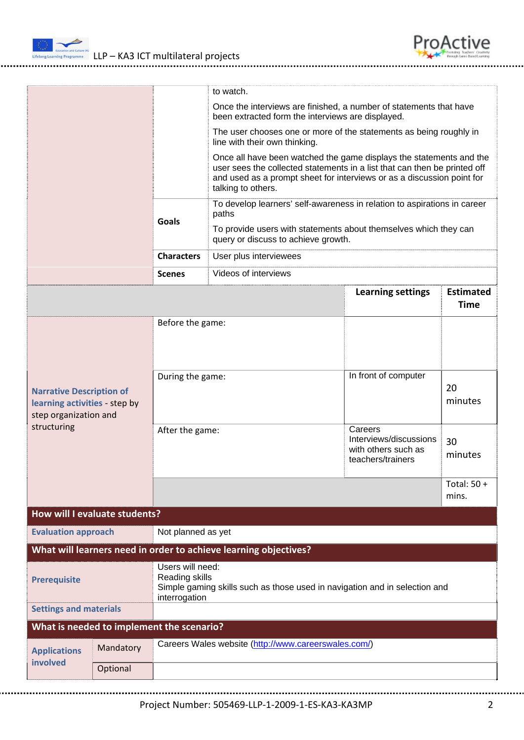| | | |
|---|---|---|
| | | to watch.<br><br>Once the interviews are finished, a number of statements that have been extracted form the interviews are displayed.<br><br>The user chooses one or more of the statements as being roughly in line with their own thinking.<br><br>Once all have been watched the game displays the statements and the user sees the collected statements in a list that can then be printed off and used as a prompt sheet for interviews or as a discussion point for talking to others. |
| | **Goals** | To develop learners' self-awareness in relation to aspirations in career paths<br><br>To provide users with statements about themselves which they can query or discuss to achieve growth. |
| | **Characters** | User plus interviewees |
| | **Scenes** | Videos of interviews |

| | | **Learning settings** | **Estimated Time** |
|---|---|---|---|
| **Narrative Description of learning activities** - step by step organization and structuring | Before the game: | | |
| | During the game: | In front of computer | 20 minutes |
| | After the game: | Careers Interviews/discussions with others such as teachers/trainers | 30 minutes |
| | | | Total: 50 + mins. |

**How will I evaluate students?**

| | |
|---|---|
| **Evaluation approach** | Not planned as yet |

**What will learners need in order to achieve learning objectives?**

| | |
|---|---|
| **Prerequisite** | Users will need:<br>Reading skills<br>Simple gaming skills such as those used in navigation and in selection and interrogation |
| **Settings and materials** | |

**What is needed to implement the scenario?**

| | | |
|---|---|---|
| **Applications involved** | Mandatory | Careers Wales website (http://www.careerswales.com/) |
| | Optional | |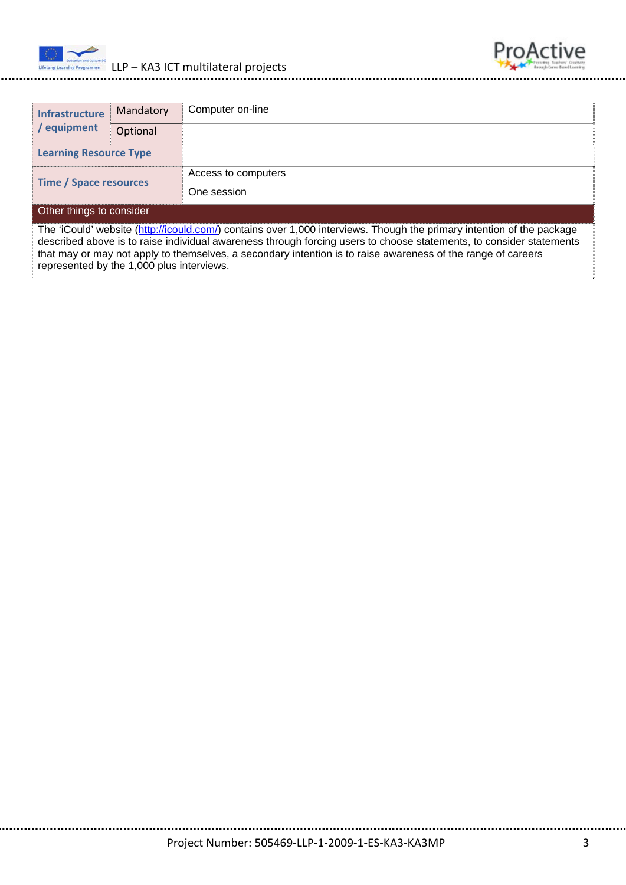| | | |
|---|---|---|
| **Infrastructure / equipment** | Mandatory | Computer on-line |
| | Optional | |
| **Learning Resource Type** | | |
| **Time / Space resources** | | Access to computers<br>One session |

**Other things to consider**

The 'iCould' website (http://icould.com/) contains over 1,000 interviews. Though the primary intention of the package described above is to raise individual awareness through forcing users to choose statements, to consider statements that may or may not apply to themselves, a secondary intention is to raise awareness of the range of careers represented by the 1,000 plus interviews.